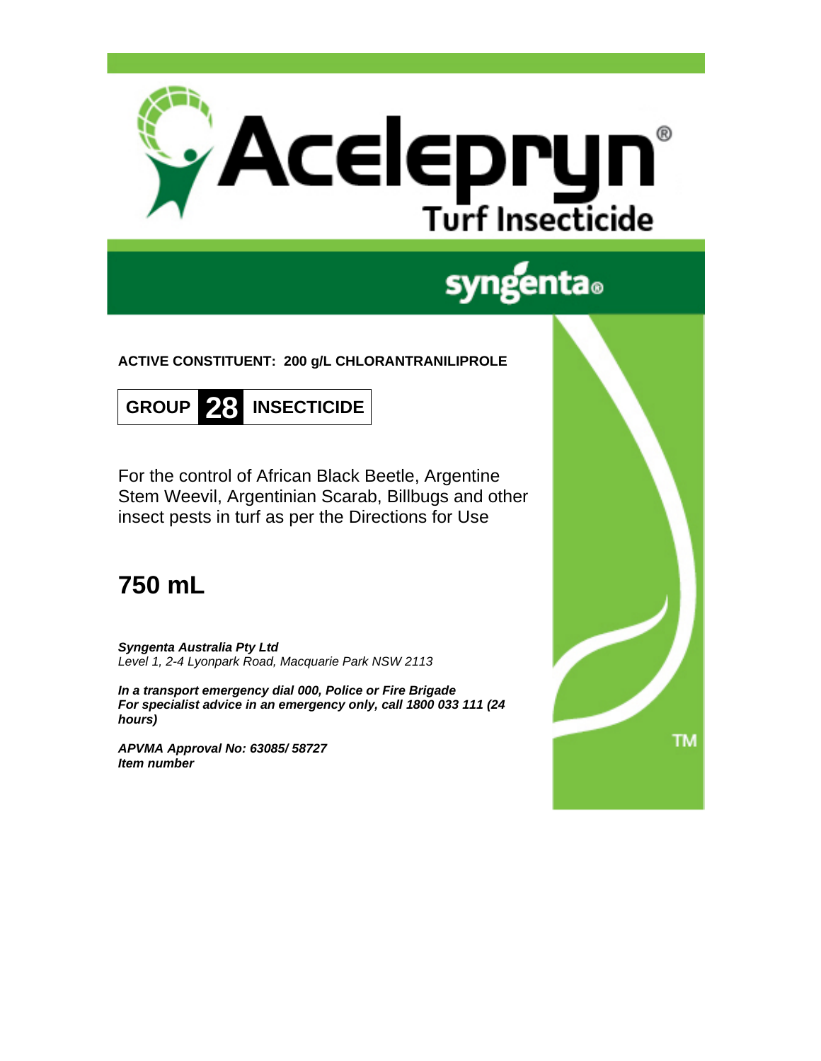# Acelepryn®

## Turf Insecticide

syngenta®

**ACTIVE CONSTITUENT: 200 g/L CHLORANTRANILIPROLE**

**GROUP 28 INSECTICIDE**

For the control of African Black Beetle, Argentine Stem Weevil, Argentinian Scarab, Billbugs and other insect pests in turf as per the Directions for Use

# 750 mL

***Syngenta Australia Pty Ltd***
*Level 1, 2-4 Lyonpark Road, Macquarie Park NSW 2113*

***In a transport emergency dial 000, Police or Fire Brigade***
***For specialist advice in an emergency only, call 1800 033 111 (24 hours)***

***APVMA Approval No: 63085/ 58727***
***Item number***

TM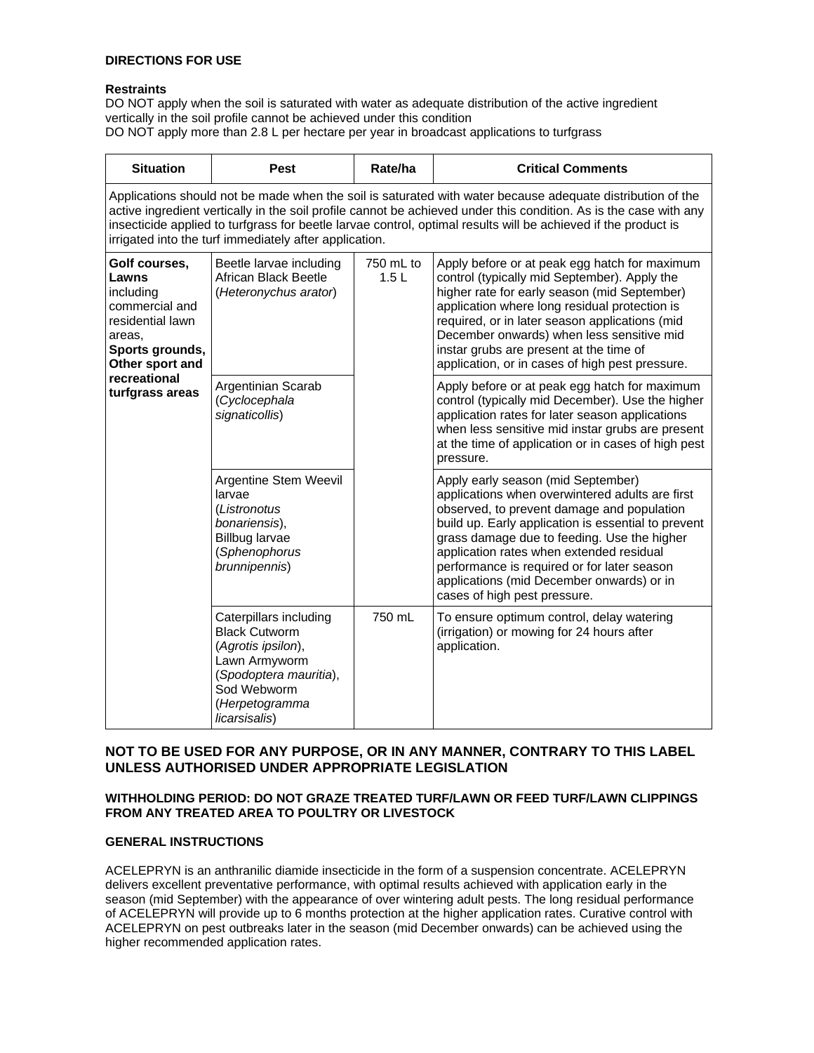## DIRECTIONS FOR USE

**Restraints**

DO NOT apply when the soil is saturated with water as adequate distribution of the active ingredient vertically in the soil profile cannot be achieved under this condition

DO NOT apply more than 2.8 L per hectare per year in broadcast applications to turfgrass

| Situation | Pest | Rate/ha | Critical Comments |
|---|---|---|---|
| Applications should not be made when the soil is saturated with water because adequate distribution of the active ingredient vertically in the soil profile cannot be achieved under this condition. As is the case with any insecticide applied to turfgrass for beetle larvae control, optimal results will be achieved if the product is irrigated into the turf immediately after application. | | | |
| **Golf courses, Lawns** including commercial and residential lawn areas, **Sports grounds, Other sport and recreational turfgrass areas** | Beetle larvae including African Black Beetle (*Heteronychus arator*) | 750 mL to 1.5 L | Apply before or at peak egg hatch for maximum control (typically mid September). Apply the higher rate for early season (mid September) application where long residual protection is required, or in later season applications (mid December onwards) when less sensitive mid instar grubs are present at the time of application, or in cases of high pest pressure. |
| | Argentinian Scarab (*Cyclocephala signaticollis*) | | Apply before or at peak egg hatch for maximum control (typically mid December). Use the higher application rates for later season applications when less sensitive mid instar grubs are present at the time of application or in cases of high pest pressure. |
| | Argentine Stem Weevil larvae (*Listronotus bonariensis*), Billbug larvae (*Sphenophorus brunnipennis*) | | Apply early season (mid September) applications when overwintered adults are first observed, to prevent damage and population build up. Early application is essential to prevent grass damage due to feeding. Use the higher application rates when extended residual performance is required or for later season applications (mid December onwards) or in cases of high pest pressure. |
| | Caterpillars including Black Cutworm (*Agrotis ipsilon*), Lawn Armyworm (*Spodoptera mauritia*), Sod Webworm (*Herpetogramma licarsisalis*) | 750 mL | To ensure optimum control, delay watering (irrigation) or mowing for 24 hours after application. |

**NOT TO BE USED FOR ANY PURPOSE, OR IN ANY MANNER, CONTRARY TO THIS LABEL UNLESS AUTHORISED UNDER APPROPRIATE LEGISLATION**

**WITHHOLDING PERIOD: DO NOT GRAZE TREATED TURF/LAWN OR FEED TURF/LAWN CLIPPINGS FROM ANY TREATED AREA TO POULTRY OR LIVESTOCK**

**GENERAL INSTRUCTIONS**

ACELEPRYN is an anthranilic diamide insecticide in the form of a suspension concentrate. ACELEPRYN delivers excellent preventative performance, with optimal results achieved with application early in the season (mid September) with the appearance of over wintering adult pests. The long residual performance of ACELEPRYN will provide up to 6 months protection at the higher application rates. Curative control with ACELEPRYN on pest outbreaks later in the season (mid December onwards) can be achieved using the higher recommended application rates.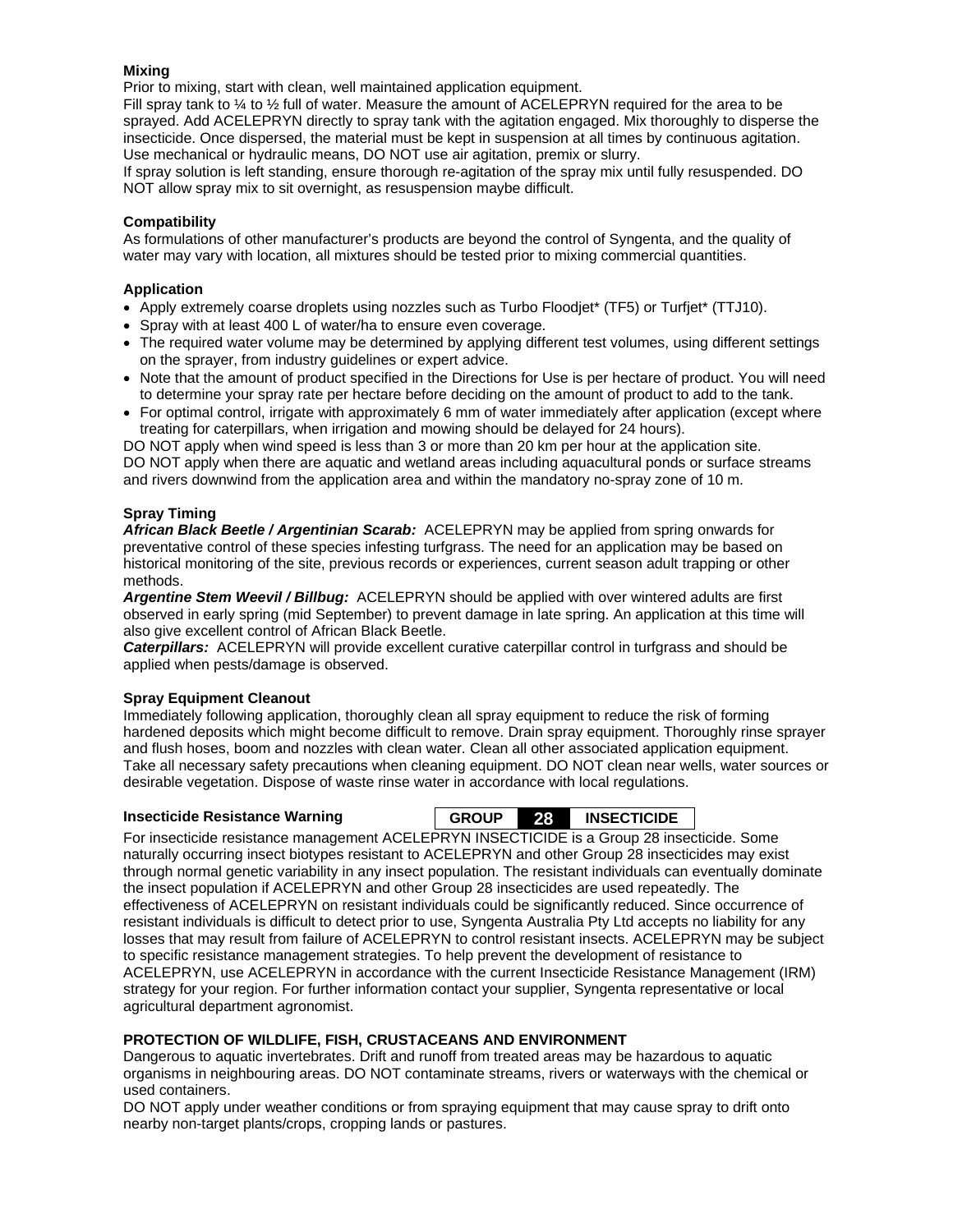**Mixing**

Prior to mixing, start with clean, well maintained application equipment.
Fill spray tank to ¼ to ½ full of water. Measure the amount of ACELEPRYN required for the area to be sprayed. Add ACELEPRYN directly to spray tank with the agitation engaged. Mix thoroughly to disperse the insecticide. Once dispersed, the material must be kept in suspension at all times by continuous agitation. Use mechanical or hydraulic means, DO NOT use air agitation, premix or slurry.
If spray solution is left standing, ensure thorough re-agitation of the spray mix until fully resuspended. DO NOT allow spray mix to sit overnight, as resuspension maybe difficult.

**Compatibility**

As formulations of other manufacturer's products are beyond the control of Syngenta, and the quality of water may vary with location, all mixtures should be tested prior to mixing commercial quantities.

**Application**

- Apply extremely coarse droplets using nozzles such as Turbo Floodjet* (TF5) or Turfjet* (TTJ10).
- Spray with at least 400 L of water/ha to ensure even coverage.
- The required water volume may be determined by applying different test volumes, using different settings on the sprayer, from industry guidelines or expert advice.
- Note that the amount of product specified in the Directions for Use is per hectare of product. You will need to determine your spray rate per hectare before deciding on the amount of product to add to the tank.
- For optimal control, irrigate with approximately 6 mm of water immediately after application (except where treating for caterpillars, when irrigation and mowing should be delayed for 24 hours).

DO NOT apply when wind speed is less than 3 or more than 20 km per hour at the application site.
DO NOT apply when there are aquatic and wetland areas including aquacultural ponds or surface streams and rivers downwind from the application area and within the mandatory no-spray zone of 10 m.

**Spray Timing**

***African Black Beetle / Argentinian Scarab:*** ACELEPRYN may be applied from spring onwards for preventative control of these species infesting turfgrass. The need for an application may be based on historical monitoring of the site, previous records or experiences, current season adult trapping or other methods.
***Argentine Stem Weevil / Billbug:*** ACELEPRYN should be applied with over wintered adults are first observed in early spring (mid September) to prevent damage in late spring. An application at this time will also give excellent control of African Black Beetle.
***Caterpillars:*** ACELEPRYN will provide excellent curative caterpillar control in turfgrass and should be applied when pests/damage is observed.

**Spray Equipment Cleanout**

Immediately following application, thoroughly clean all spray equipment to reduce the risk of forming hardened deposits which might become difficult to remove. Drain spray equipment. Thoroughly rinse sprayer and flush hoses, boom and nozzles with clean water. Clean all other associated application equipment. Take all necessary safety precautions when cleaning equipment. DO NOT clean near wells, water sources or desirable vegetation. Dispose of waste rinse water in accordance with local regulations.

**Insecticide Resistance Warning** **GROUP 28 INSECTICIDE**

For insecticide resistance management ACELEPRYN INSECTICIDE is a Group 28 insecticide. Some naturally occurring insect biotypes resistant to ACELEPRYN and other Group 28 insecticides may exist through normal genetic variability in any insect population. The resistant individuals can eventually dominate the insect population if ACELEPRYN and other Group 28 insecticides are used repeatedly. The effectiveness of ACELEPRYN on resistant individuals could be significantly reduced. Since occurrence of resistant individuals is difficult to detect prior to use, Syngenta Australia Pty Ltd accepts no liability for any losses that may result from failure of ACELEPRYN to control resistant insects. ACELEPRYN may be subject to specific resistance management strategies. To help prevent the development of resistance to ACELEPRYN, use ACELEPRYN in accordance with the current Insecticide Resistance Management (IRM) strategy for your region. For further information contact your supplier, Syngenta representative or local agricultural department agronomist.

**PROTECTION OF WILDLIFE, FISH, CRUSTACEANS AND ENVIRONMENT**

Dangerous to aquatic invertebrates. Drift and runoff from treated areas may be hazardous to aquatic organisms in neighbouring areas. DO NOT contaminate streams, rivers or waterways with the chemical or used containers.
DO NOT apply under weather conditions or from spraying equipment that may cause spray to drift onto nearby non-target plants/crops, cropping lands or pastures.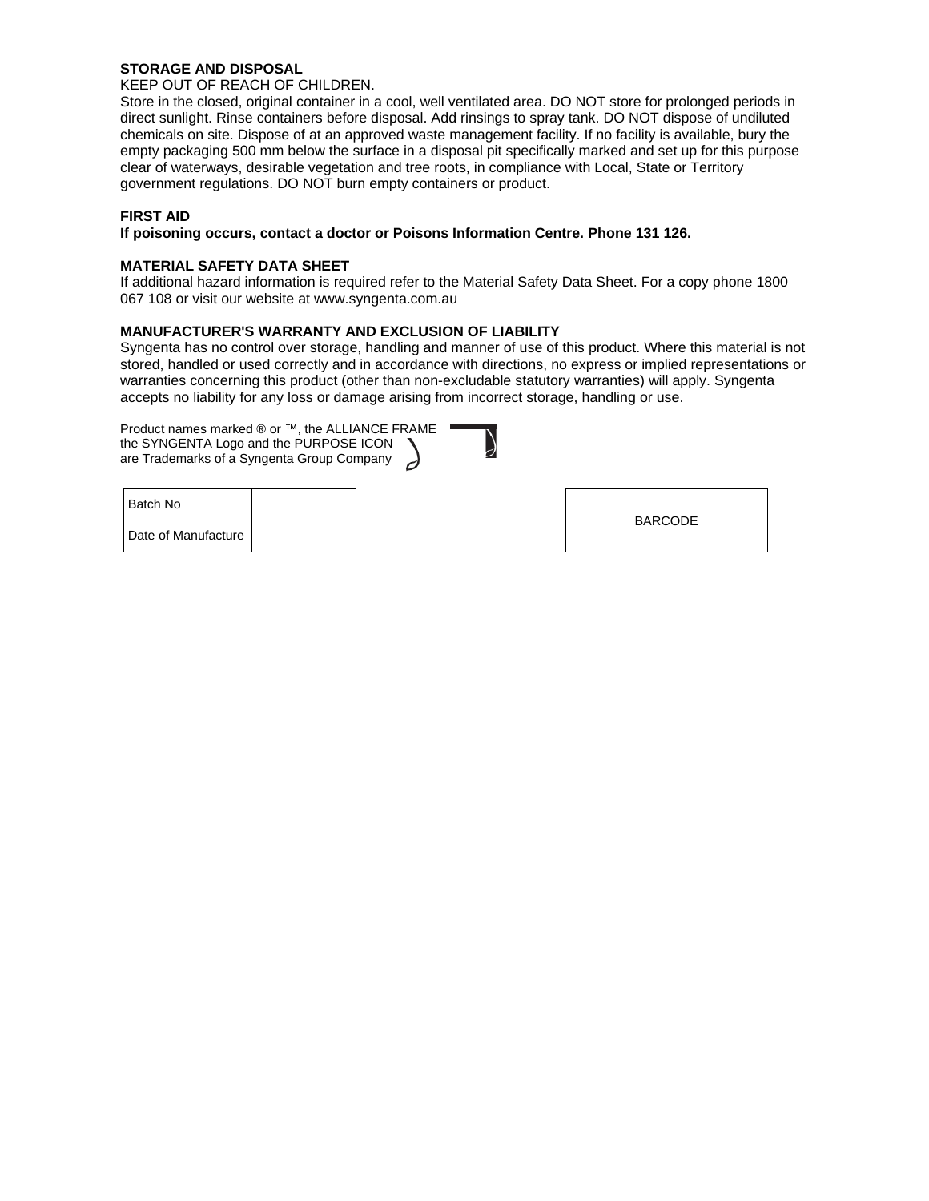**STORAGE AND DISPOSAL**

KEEP OUT OF REACH OF CHILDREN.

Store in the closed, original container in a cool, well ventilated area. DO NOT store for prolonged periods in direct sunlight. Rinse containers before disposal. Add rinsings to spray tank. DO NOT dispose of undiluted chemicals on site. Dispose of at an approved waste management facility. If no facility is available, bury the empty packaging 500 mm below the surface in a disposal pit specifically marked and set up for this purpose clear of waterways, desirable vegetation and tree roots, in compliance with Local, State or Territory government regulations. DO NOT burn empty containers or product.

**FIRST AID**

**If poisoning occurs, contact a doctor or Poisons Information Centre. Phone 131 126.**

**MATERIAL SAFETY DATA SHEET**

If additional hazard information is required refer to the Material Safety Data Sheet. For a copy phone 1800 067 108 or visit our website at www.syngenta.com.au

**MANUFACTURER'S WARRANTY AND EXCLUSION OF LIABILITY**

Syngenta has no control over storage, handling and manner of use of this product. Where this material is not stored, handled or used correctly and in accordance with directions, no express or implied representations or warranties concerning this product (other than non-excludable statutory warranties) will apply. Syngenta accepts no liability for any loss or damage arising from incorrect storage, handling or use.

Product names marked ® or ™, the ALLIANCE FRAME the SYNGENTA Logo and the PURPOSE ICON are Trademarks of a Syngenta Group Company

| | |
|---|---|
| Batch No | |
| Date of Manufacture | |

BARCODE